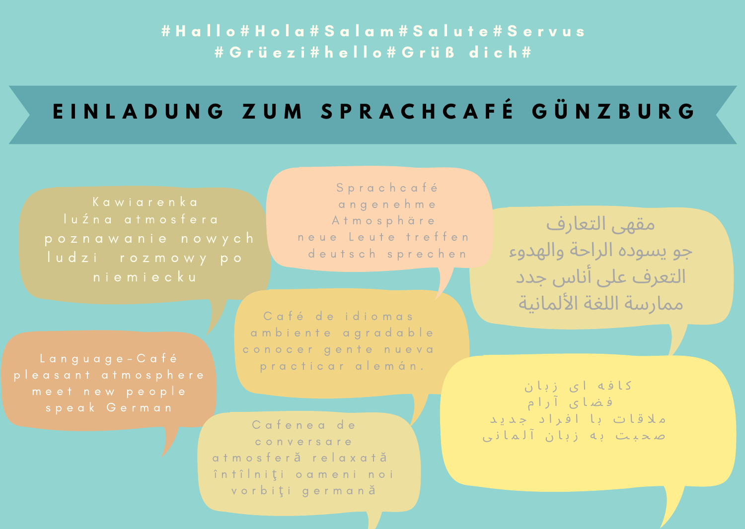#Hallo#Hola#Salam#Salute#Servus #Grüezi#hello#Grüß dich#

# EINLADUNG ZUM SPRACHCAFÉ GÜNZBURG

Kawiarenka
luźna atmosfera
poznawanie nowych ludzi rozmowy po niemiecku

Sprachcafé
angenehme Atmosphäre
neue Leute treffen
deutsch sprechen

مقهى التعارف
جو يسوده الراحة والهدوء
التعرف على أناس جدد
ممارسة اللغة الألمانية

Café de idiomas
ambiente agradable
conocer gente nueva
practicar alemán.

Language-Café
pleasant atmosphere
meet new people
speak German

کافه ای زبان
فضای آرام
ملاقات با افراد جدید
صحبت به زبان آلمانی

Cafenea de conversare
atmosferă relaxată
întîlniţi oameni noi
vorbiţi germană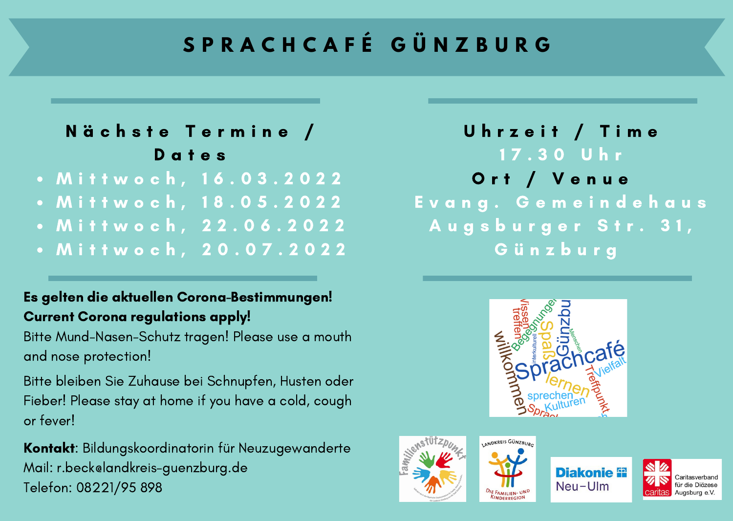# SPRACHCAFÉ GÜNZBURG

## Nächste Termine / Dates

- Mittwoch, 16.03.2022
- Mittwoch, 18.05.2022
- Mittwoch, 22.06.2022
- Mittwoch, 20.07.2022

## Uhrzeit / Time

17.30 Uhr

## Ort / Venue

Evang. Gemeindehaus Augsburger Str. 31, Günzburg

**Es gelten die aktuellen Corona-Bestimmungen!**
**Current Corona regulations apply!**

Bitte Mund-Nasen-Schutz tragen! Please use a mouth and nose protection!

Bitte bleiben Sie Zuhause bei Schnupfen, Husten oder Fieber! Please stay at home if you have a cold, cough or fever!

**Kontakt**: Bildungskoordinatorin für Neuzugewanderte
Mail: r.beck@landkreis-guenzburg.de
Telefon: 08221/95 898